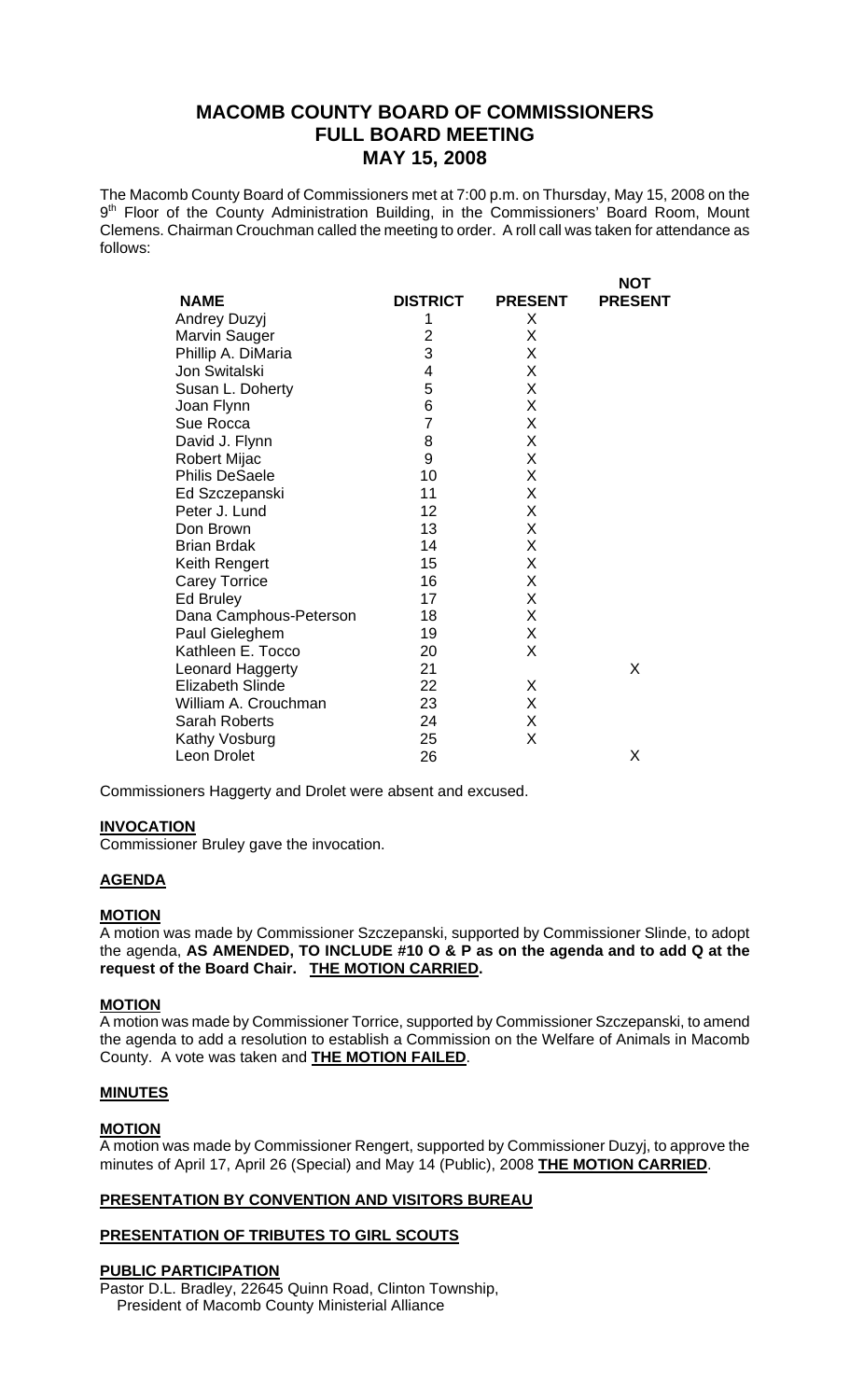# MACOMB COUNTY BOARD OF COMMISSIONERS
# FULL BOARD MEETING
# MAY 15, 2008

The Macomb County Board of Commissioners met at 7:00 p.m. on Thursday, May 15, 2008 on the 9th Floor of the County Administration Building, in the Commissioners' Board Room, Mount Clemens. Chairman Crouchman called the meeting to order. A roll call was taken for attendance as follows:

| NAME | DISTRICT | PRESENT | NOT PRESENT |
|---|---|---|---|
| Andrey Duzyj | 1 | X | |
| Marvin Sauger | 2 | X | |
| Phillip A. DiMaria | 3 | X | |
| Jon Switalski | 4 | X | |
| Susan L. Doherty | 5 | X | |
| Joan Flynn | 6 | X | |
| Sue Rocca | 7 | X | |
| David J. Flynn | 8 | X | |
| Robert Mijac | 9 | X | |
| Philis DeSaele | 10 | X | |
| Ed Szczepanski | 11 | X | |
| Peter J. Lund | 12 | X | |
| Don Brown | 13 | X | |
| Brian Brdak | 14 | X | |
| Keith Rengert | 15 | X | |
| Carey Torrice | 16 | X | |
| Ed Bruley | 17 | X | |
| Dana Camphous-Peterson | 18 | X | |
| Paul Gieleghem | 19 | X | |
| Kathleen E. Tocco | 20 | X | |
| Leonard Haggerty | 21 | | X |
| Elizabeth Slinde | 22 | X | |
| William A. Crouchman | 23 | X | |
| Sarah Roberts | 24 | X | |
| Kathy Vosburg | 25 | X | |
| Leon Drolet | 26 | | X |

Commissioners Haggerty and Drolet were absent and excused.

**INVOCATION**

Commissioner Bruley gave the invocation.

**AGENDA**

**MOTION**

A motion was made by Commissioner Szczepanski, supported by Commissioner Slinde, to adopt the agenda, **AS AMENDED, TO INCLUDE #10 O & P as on the agenda and to add Q at the request of the Board Chair. THE MOTION CARRIED.**

**MOTION**

A motion was made by Commissioner Torrice, supported by Commissioner Szczepanski, to amend the agenda to add a resolution to establish a Commission on the Welfare of Animals in Macomb County. A vote was taken and **THE MOTION FAILED**.

**MINUTES**

**MOTION**

A motion was made by Commissioner Rengert, supported by Commissioner Duzyj, to approve the minutes of April 17, April 26 (Special) and May 14 (Public), 2008 **THE MOTION CARRIED**.

**PRESENTATION BY CONVENTION AND VISITORS BUREAU**

**PRESENTATION OF TRIBUTES TO GIRL SCOUTS**

**PUBLIC PARTICIPATION**

Pastor D.L. Bradley, 22645 Quinn Road, Clinton Township,
President of Macomb County Ministerial Alliance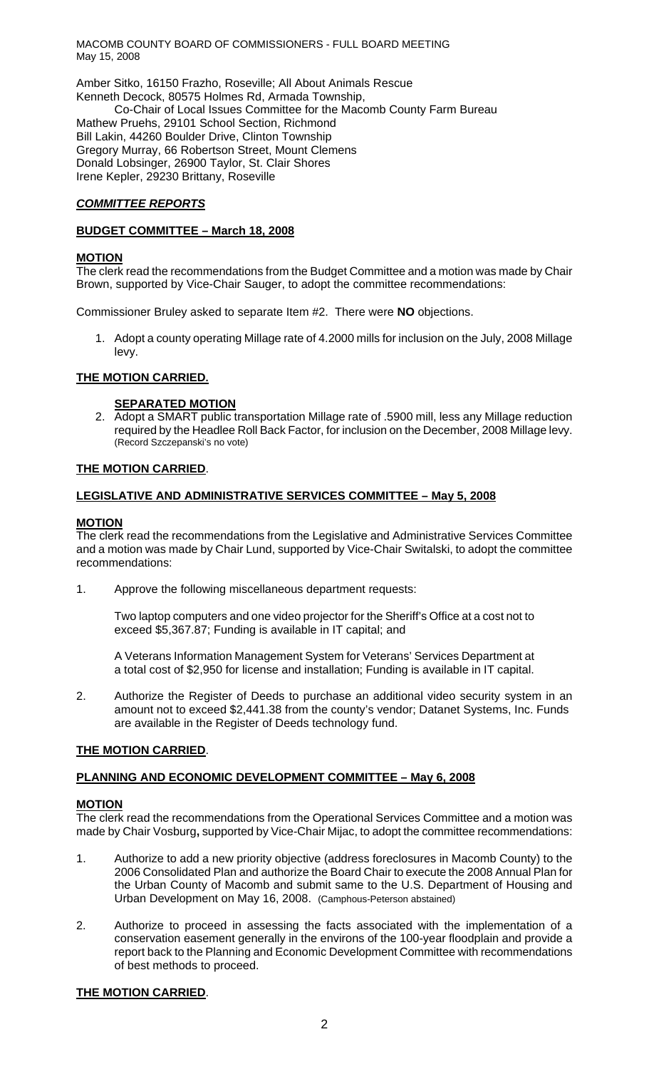Amber Sitko, 16150 Frazho, Roseville; All About Animals Rescue
Kenneth Decock, 80575 Holmes Rd, Armada Township,
Co-Chair of Local Issues Committee for the Macomb County Farm Bureau
Mathew Pruehs, 29101 School Section, Richmond
Bill Lakin, 44260 Boulder Drive, Clinton Township
Gregory Murray, 66 Robertson Street, Mount Clemens
Donald Lobsinger, 26900 Taylor, St. Clair Shores
Irene Kepler, 29230 Brittany, Roseville

## ***COMMITTEE REPORTS***

### **BUDGET COMMITTEE – March 18, 2008**

**MOTION**
The clerk read the recommendations from the Budget Committee and a motion was made by Chair Brown, supported by Vice-Chair Sauger, to adopt the committee recommendations:

Commissioner Bruley asked to separate Item #2. There were **NO** objections.

1. Adopt a county operating Millage rate of 4.2000 mills for inclusion on the July, 2008 Millage levy.

**THE MOTION CARRIED.**

**SEPARATED MOTION**

2. Adopt a SMART public transportation Millage rate of .5900 mill, less any Millage reduction required by the Headlee Roll Back Factor, for inclusion on the December, 2008 Millage levy. (Record Szczepanski's no vote)

**THE MOTION CARRIED**.

### **LEGISLATIVE AND ADMINISTRATIVE SERVICES COMMITTEE – May 5, 2008**

**MOTION**
The clerk read the recommendations from the Legislative and Administrative Services Committee and a motion was made by Chair Lund, supported by Vice-Chair Switalski, to adopt the committee recommendations:

1. Approve the following miscellaneous department requests:

   Two laptop computers and one video projector for the Sheriff's Office at a cost not to exceed $5,367.87; Funding is available in IT capital; and

   A Veterans Information Management System for Veterans' Services Department at a total cost of $2,950 for license and installation; Funding is available in IT capital.

2. Authorize the Register of Deeds to purchase an additional video security system in an amount not to exceed $2,441.38 from the county's vendor; Datanet Systems, Inc. Funds are available in the Register of Deeds technology fund.

**THE MOTION CARRIED**.

### **PLANNING AND ECONOMIC DEVELOPMENT COMMITTEE – May 6, 2008**

**MOTION**
The clerk read the recommendations from the Operational Services Committee and a motion was made by Chair Vosburg**,** supported by Vice-Chair Mijac, to adopt the committee recommendations:

1. Authorize to add a new priority objective (address foreclosures in Macomb County) to the 2006 Consolidated Plan and authorize the Board Chair to execute the 2008 Annual Plan for the Urban County of Macomb and submit same to the U.S. Department of Housing and Urban Development on May 16, 2008. (Camphous-Peterson abstained)

2. Authorize to proceed in assessing the facts associated with the implementation of a conservation easement generally in the environs of the 100-year floodplain and provide a report back to the Planning and Economic Development Committee with recommendations of best methods to proceed.

**THE MOTION CARRIED**.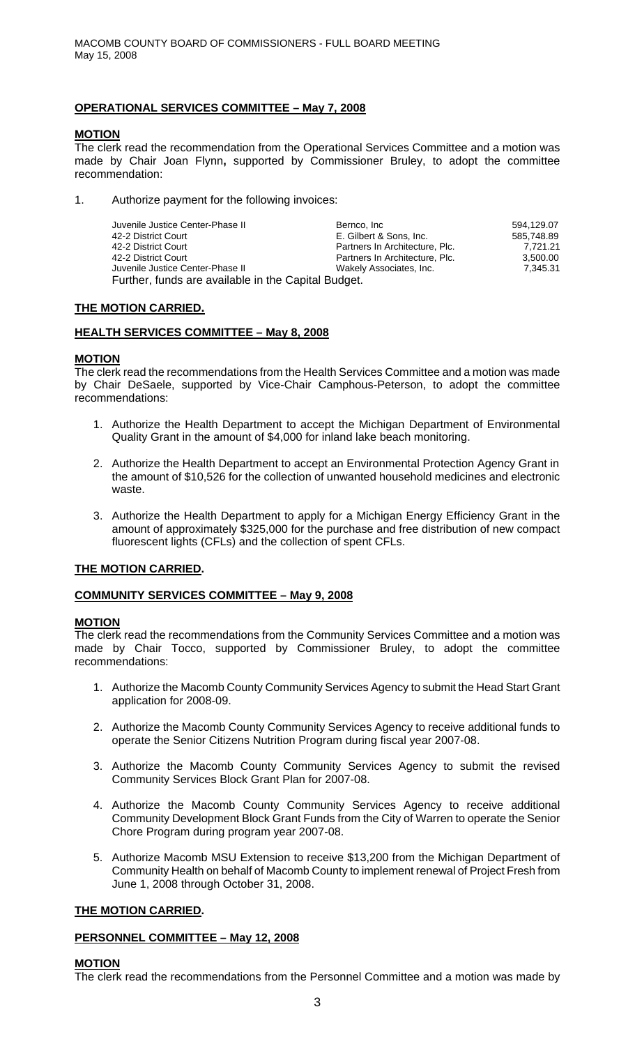## OPERATIONAL SERVICES COMMITTEE – May 7, 2008

### MOTION

The clerk read the recommendation from the Operational Services Committee and a motion was made by Chair Joan Flynn**,** supported by Commissioner Bruley, to adopt the committee recommendation:

1. Authorize payment for the following invoices:

| | | |
|---|---|---|
| Juvenile Justice Center-Phase II | Bernco, Inc | 594,129.07 |
| 42-2 District Court | E. Gilbert & Sons, Inc. | 585,748.89 |
| 42-2 District Court | Partners In Architecture, Plc. | 7,721.21 |
| 42-2 District Court | Partners In Architecture, Plc. | 3,500.00 |
| Juvenile Justice Center-Phase II | Wakely Associates, Inc. | 7,345.31 |

Further, funds are available in the Capital Budget.

**THE MOTION CARRIED.**

## HEALTH SERVICES COMMITTEE – May 8, 2008

### MOTION

The clerk read the recommendations from the Health Services Committee and a motion was made by Chair DeSaele, supported by Vice-Chair Camphous-Peterson, to adopt the committee recommendations:

1. Authorize the Health Department to accept the Michigan Department of Environmental Quality Grant in the amount of $4,000 for inland lake beach monitoring.
2. Authorize the Health Department to accept an Environmental Protection Agency Grant in the amount of $10,526 for the collection of unwanted household medicines and electronic waste.
3. Authorize the Health Department to apply for a Michigan Energy Efficiency Grant in the amount of approximately $325,000 for the purchase and free distribution of new compact fluorescent lights (CFLs) and the collection of spent CFLs.

**THE MOTION CARRIED.**

## COMMUNITY SERVICES COMMITTEE – May 9, 2008

### MOTION

The clerk read the recommendations from the Community Services Committee and a motion was made by Chair Tocco, supported by Commissioner Bruley, to adopt the committee recommendations:

1. Authorize the Macomb County Community Services Agency to submit the Head Start Grant application for 2008-09.
2. Authorize the Macomb County Community Services Agency to receive additional funds to operate the Senior Citizens Nutrition Program during fiscal year 2007-08.
3. Authorize the Macomb County Community Services Agency to submit the revised Community Services Block Grant Plan for 2007-08.
4. Authorize the Macomb County Community Services Agency to receive additional Community Development Block Grant Funds from the City of Warren to operate the Senior Chore Program during program year 2007-08.
5. Authorize Macomb MSU Extension to receive $13,200 from the Michigan Department of Community Health on behalf of Macomb County to implement renewal of Project Fresh from June 1, 2008 through October 31, 2008.

**THE MOTION CARRIED.**

## PERSONNEL COMMITTEE – May 12, 2008

### MOTION

The clerk read the recommendations from the Personnel Committee and a motion was made by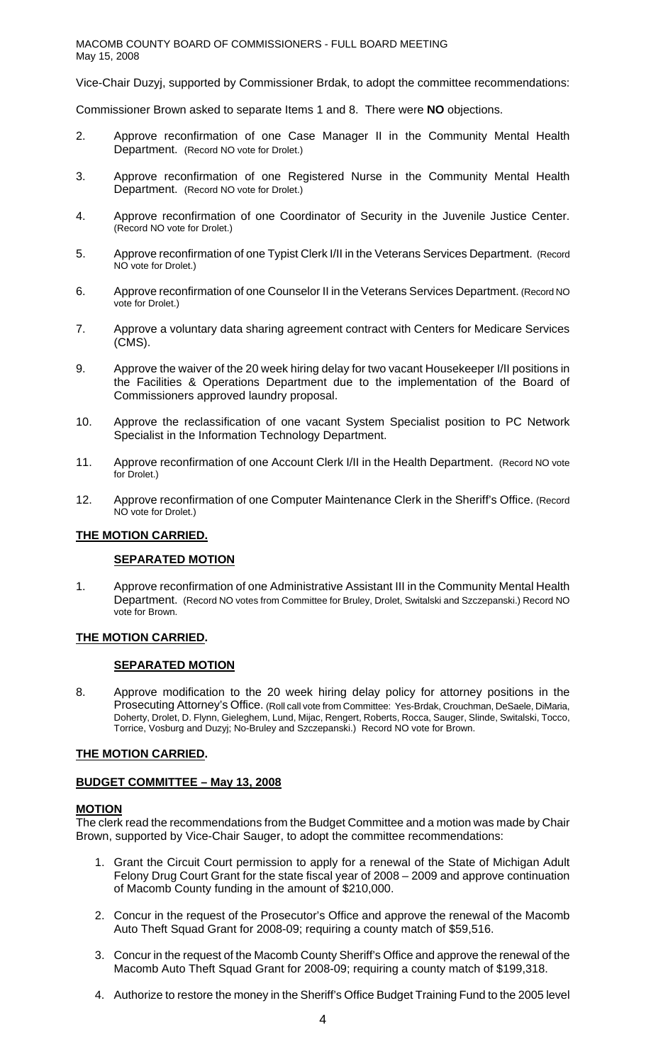Vice-Chair Duzyj, supported by Commissioner Brdak, to adopt the committee recommendations:

Commissioner Brown asked to separate Items 1 and 8. There were **NO** objections.

2. Approve reconfirmation of one Case Manager II in the Community Mental Health Department. (Record NO vote for Drolet.)

3. Approve reconfirmation of one Registered Nurse in the Community Mental Health Department. (Record NO vote for Drolet.)

4. Approve reconfirmation of one Coordinator of Security in the Juvenile Justice Center. (Record NO vote for Drolet.)

5. Approve reconfirmation of one Typist Clerk I/II in the Veterans Services Department. (Record NO vote for Drolet.)

6. Approve reconfirmation of one Counselor II in the Veterans Services Department. (Record NO vote for Drolet.)

7. Approve a voluntary data sharing agreement contract with Centers for Medicare Services (CMS).

9. Approve the waiver of the 20 week hiring delay for two vacant Housekeeper I/II positions in the Facilities & Operations Department due to the implementation of the Board of Commissioners approved laundry proposal.

10. Approve the reclassification of one vacant System Specialist position to PC Network Specialist in the Information Technology Department.

11. Approve reconfirmation of one Account Clerk I/II in the Health Department. (Record NO vote for Drolet.)

12. Approve reconfirmation of one Computer Maintenance Clerk in the Sheriff's Office. (Record NO vote for Drolet.)

**THE MOTION CARRIED.**

**SEPARATED MOTION**

1. Approve reconfirmation of one Administrative Assistant III in the Community Mental Health Department. (Record NO votes from Committee for Bruley, Drolet, Switalski and Szczepanski.) Record NO vote for Brown.

**THE MOTION CARRIED.**

**SEPARATED MOTION**

8. Approve modification to the 20 week hiring delay policy for attorney positions in the Prosecuting Attorney's Office. (Roll call vote from Committee: Yes-Brdak, Crouchman, DeSaele, DiMaria, Doherty, Drolet, D. Flynn, Gieleghem, Lund, Mijac, Rengert, Roberts, Rocca, Sauger, Slinde, Switalski, Tocco, Torrice, Vosburg and Duzyj; No-Bruley and Szczepanski.) Record NO vote for Brown.

**THE MOTION CARRIED.**

**BUDGET COMMITTEE – May 13, 2008**

**MOTION**

The clerk read the recommendations from the Budget Committee and a motion was made by Chair Brown, supported by Vice-Chair Sauger, to adopt the committee recommendations:

1. Grant the Circuit Court permission to apply for a renewal of the State of Michigan Adult Felony Drug Court Grant for the state fiscal year of 2008 – 2009 and approve continuation of Macomb County funding in the amount of $210,000.

2. Concur in the request of the Prosecutor's Office and approve the renewal of the Macomb Auto Theft Squad Grant for 2008-09; requiring a county match of $59,516.

3. Concur in the request of the Macomb County Sheriff's Office and approve the renewal of the Macomb Auto Theft Squad Grant for 2008-09; requiring a county match of $199,318.

4. Authorize to restore the money in the Sheriff's Office Budget Training Fund to the 2005 level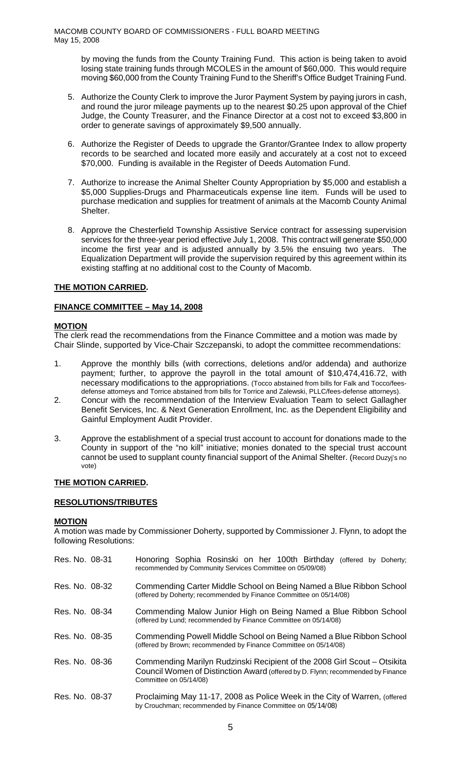by moving the funds from the County Training Fund. This action is being taken to avoid losing state training funds through MCOLES in the amount of $60,000. This would require moving $60,000 from the County Training Fund to the Sheriff's Office Budget Training Fund.

5. Authorize the County Clerk to improve the Juror Payment System by paying jurors in cash, and round the juror mileage payments up to the nearest $0.25 upon approval of the Chief Judge, the County Treasurer, and the Finance Director at a cost not to exceed $3,800 in order to generate savings of approximately $9,500 annually.

6. Authorize the Register of Deeds to upgrade the Grantor/Grantee Index to allow property records to be searched and located more easily and accurately at a cost not to exceed $70,000. Funding is available in the Register of Deeds Automation Fund.

7. Authorize to increase the Animal Shelter County Appropriation by $5,000 and establish a $5,000 Supplies-Drugs and Pharmaceuticals expense line item. Funds will be used to purchase medication and supplies for treatment of animals at the Macomb County Animal Shelter.

8. Approve the Chesterfield Township Assistive Service contract for assessing supervision services for the three-year period effective July 1, 2008. This contract will generate $50,000 income the first year and is adjusted annually by 3.5% the ensuing two years. The Equalization Department will provide the supervision required by this agreement within its existing staffing at no additional cost to the County of Macomb.

**THE MOTION CARRIED.**

**FINANCE COMMITTEE – May 14, 2008**

**MOTION**

The clerk read the recommendations from the Finance Committee and a motion was made by Chair Slinde, supported by Vice-Chair Szczepanski, to adopt the committee recommendations:

1. Approve the monthly bills (with corrections, deletions and/or addenda) and authorize payment; further, to approve the payroll in the total amount of $10,474,416.72, with necessary modifications to the appropriations. (Tocco abstained from bills for Falk and Tocco/fees-defense attorneys and Torrice abstained from bills for Torrice and Zalewski, PLLC/fees-defense attorneys).
2. Concur with the recommendation of the Interview Evaluation Team to select Gallagher Benefit Services, Inc. & Next Generation Enrollment, Inc. as the Dependent Eligibility and Gainful Employment Audit Provider.
3. Approve the establishment of a special trust account to account for donations made to the County in support of the "no kill" initiative; monies donated to the special trust account cannot be used to supplant county financial support of the Animal Shelter. (Record Duzyj's no vote)

**THE MOTION CARRIED.**

**RESOLUTIONS/TRIBUTES**

**MOTION**

A motion was made by Commissioner Doherty, supported by Commissioner J. Flynn, to adopt the following Resolutions:

| | |
|---|---|
| Res. No. 08-31 | Honoring Sophia Rosinski on her 100th Birthday (offered by Doherty; recommended by Community Services Committee on 05/09/08) |
| Res. No. 08-32 | Commending Carter Middle School on Being Named a Blue Ribbon School (offered by Doherty; recommended by Finance Committee on 05/14/08) |
| Res. No. 08-34 | Commending Malow Junior High on Being Named a Blue Ribbon School (offered by Lund; recommended by Finance Committee on 05/14/08) |
| Res. No. 08-35 | Commending Powell Middle School on Being Named a Blue Ribbon School (offered by Brown; recommended by Finance Committee on 05/14/08) |
| Res. No. 08-36 | Commending Marilyn Rudzinski Recipient of the 2008 Girl Scout – Otsikita Council Women of Distinction Award (offered by D. Flynn; recommended by Finance Committee on 05/14/08) |
| Res. No. 08-37 | Proclaiming May 11-17, 2008 as Police Week in the City of Warren, (offered by Crouchman; recommended by Finance Committee on 05/14/08) |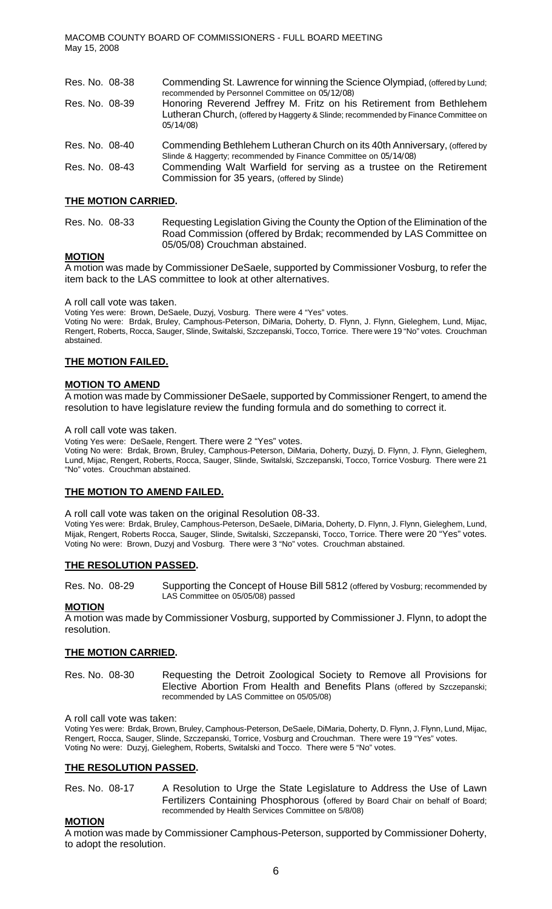Res. No. 08-38 Commending St. Lawrence for winning the Science Olympiad, (offered by Lund; recommended by Personnel Committee on 05/12/08)

Res. No. 08-39 Honoring Reverend Jeffrey M. Fritz on his Retirement from Bethlehem Lutheran Church, (offered by Haggerty & Slinde; recommended by Finance Committee on 05/14/08)

Res. No. 08-40 Commending Bethlehem Lutheran Church on its 40th Anniversary, (offered by Slinde & Haggerty; recommended by Finance Committee on 05/14/08)

Res. No. 08-43 Commending Walt Warfield for serving as a trustee on the Retirement Commission for 35 years, (offered by Slinde)

**THE MOTION CARRIED.**

Res. No. 08-33 Requesting Legislation Giving the County the Option of the Elimination of the Road Commission (offered by Brdak; recommended by LAS Committee on 05/05/08) Crouchman abstained.

**MOTION**

A motion was made by Commissioner DeSaele, supported by Commissioner Vosburg, to refer the item back to the LAS committee to look at other alternatives.

A roll call vote was taken.

Voting Yes were: Brown, DeSaele, Duzyj, Vosburg. There were 4 "Yes" votes.

Voting No were: Brdak, Bruley, Camphous-Peterson, DiMaria, Doherty, D. Flynn, J. Flynn, Gieleghem, Lund, Mijac, Rengert, Roberts, Rocca, Sauger, Slinde, Switalski, Szczepanski, Tocco, Torrice. There were 19 "No" votes. Crouchman abstained.

**THE MOTION FAILED.**

**MOTION TO AMEND**

A motion was made by Commissioner DeSaele, supported by Commissioner Rengert, to amend the resolution to have legislature review the funding formula and do something to correct it.

A roll call vote was taken.

Voting Yes were: DeSaele, Rengert. There were 2 "Yes" votes.

Voting No were: Brdak, Brown, Bruley, Camphous-Peterson, DiMaria, Doherty, Duzyj, D. Flynn, J. Flynn, Gieleghem, Lund, Mijac, Rengert, Roberts, Rocca, Sauger, Slinde, Switalski, Szczepanski, Tocco, Torrice Vosburg. There were 21 "No" votes. Crouchman abstained.

**THE MOTION TO AMEND FAILED.**

A roll call vote was taken on the original Resolution 08-33.

Voting Yes were: Brdak, Bruley, Camphous-Peterson, DeSaele, DiMaria, Doherty, D. Flynn, J. Flynn, Gieleghem, Lund, Mijak, Rengert, Roberts Rocca, Sauger, Slinde, Switalski, Szczepanski, Tocco, Torrice. There were 20 "Yes" votes.

Voting No were: Brown, Duzyj and Vosburg. There were 3 "No" votes. Crouchman abstained.

**THE RESOLUTION PASSED.**

Res. No. 08-29 Supporting the Concept of House Bill 5812 (offered by Vosburg; recommended by LAS Committee on 05/05/08) passed

**MOTION**

A motion was made by Commissioner Vosburg, supported by Commissioner J. Flynn, to adopt the resolution.

**THE MOTION CARRIED.**

Res. No. 08-30 Requesting the Detroit Zoological Society to Remove all Provisions for Elective Abortion From Health and Benefits Plans (offered by Szczepanski; recommended by LAS Committee on 05/05/08)

A roll call vote was taken:

Voting Yes were: Brdak, Brown, Bruley, Camphous-Peterson, DeSaele, DiMaria, Doherty, D. Flynn, J. Flynn, Lund, Mijac, Rengert, Rocca, Sauger, Slinde, Szczepanski, Torrice, Vosburg and Crouchman. There were 19 "Yes" votes.

Voting No were: Duzyj, Gieleghem, Roberts, Switalski and Tocco. There were 5 "No" votes.

**THE RESOLUTION PASSED.**

Res. No. 08-17 A Resolution to Urge the State Legislature to Address the Use of Lawn Fertilizers Containing Phosphorous (offered by Board Chair on behalf of Board; recommended by Health Services Committee on 5/8/08)

**MOTION**

A motion was made by Commissioner Camphous-Peterson, supported by Commissioner Doherty, to adopt the resolution.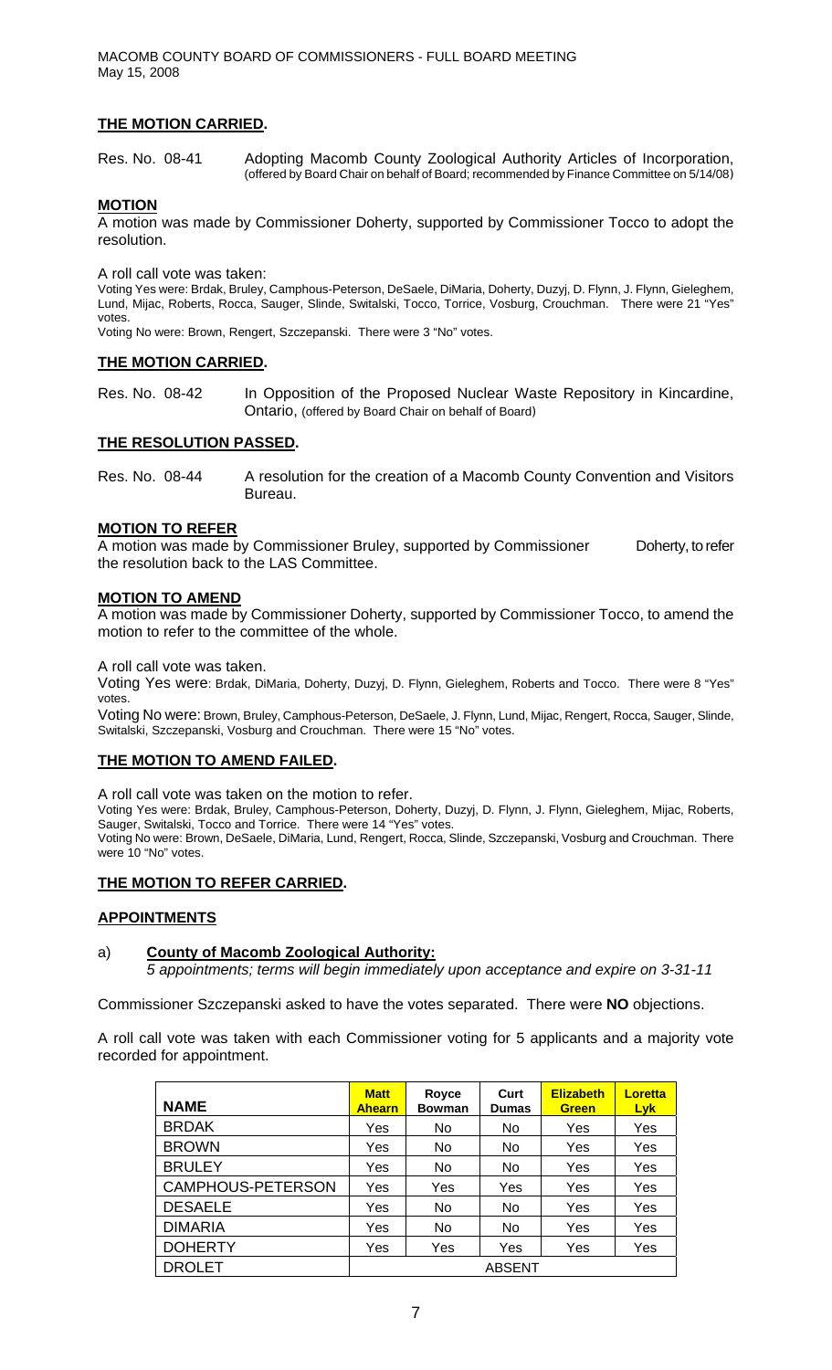**THE MOTION CARRIED.**

Res. No. 08-41 Adopting Macomb County Zoological Authority Articles of Incorporation, (offered by Board Chair on behalf of Board; recommended by Finance Committee on 5/14/08)

**MOTION**

A motion was made by Commissioner Doherty, supported by Commissioner Tocco to adopt the resolution.

A roll call vote was taken:

Voting Yes were: Brdak, Bruley, Camphous-Peterson, DeSaele, DiMaria, Doherty, Duzyj, D. Flynn, J. Flynn, Gieleghem, Lund, Mijac, Roberts, Rocca, Sauger, Slinde, Switalski, Tocco, Torrice, Vosburg, Crouchman. There were 21 "Yes" votes.

Voting No were: Brown, Rengert, Szczepanski. There were 3 "No" votes.

**THE MOTION CARRIED.**

Res. No. 08-42 In Opposition of the Proposed Nuclear Waste Repository in Kincardine, Ontario, (offered by Board Chair on behalf of Board)

**THE RESOLUTION PASSED.**

Res. No. 08-44 A resolution for the creation of a Macomb County Convention and Visitors Bureau.

**MOTION TO REFER**

A motion was made by Commissioner Bruley, supported by Commissioner Doherty, to refer the resolution back to the LAS Committee.

**MOTION TO AMEND**

A motion was made by Commissioner Doherty, supported by Commissioner Tocco, to amend the motion to refer to the committee of the whole.

A roll call vote was taken.

Voting Yes were: Brdak, DiMaria, Doherty, Duzyj, D. Flynn, Gieleghem, Roberts and Tocco. There were 8 "Yes" votes.

Voting No were: Brown, Bruley, Camphous-Peterson, DeSaele, J. Flynn, Lund, Mijac, Rengert, Rocca, Sauger, Slinde, Switalski, Szczepanski, Vosburg and Crouchman. There were 15 "No" votes.

**THE MOTION TO AMEND FAILED.**

A roll call vote was taken on the motion to refer.

Voting Yes were: Brdak, Bruley, Camphous-Peterson, Doherty, Duzyj, D. Flynn, J. Flynn, Gieleghem, Mijac, Roberts, Sauger, Switalski, Tocco and Torrice. There were 14 "Yes" votes.

Voting No were: Brown, DeSaele, DiMaria, Lund, Rengert, Rocca, Slinde, Szczepanski, Vosburg and Crouchman. There were 10 "No" votes.

**THE MOTION TO REFER CARRIED.**

**APPOINTMENTS**

a) **County of Macomb Zoological Authority:**
*5 appointments; terms will begin immediately upon acceptance and expire on 3-31-11*

Commissioner Szczepanski asked to have the votes separated. There were **NO** objections.

A roll call vote was taken with each Commissioner voting for 5 applicants and a majority vote recorded for appointment.

| NAME | Matt Ahearn | Royce Bowman | Curt Dumas | Elizabeth Green | Loretta Lyk |
|---|---|---|---|---|---|
| BRDAK | Yes | No | No | Yes | Yes |
| BROWN | Yes | No | No | Yes | Yes |
| BRULEY | Yes | No | No | Yes | Yes |
| CAMPHOUS-PETERSON | Yes | Yes | Yes | Yes | Yes |
| DESAELE | Yes | No | No | Yes | Yes |
| DIMARIA | Yes | No | No | Yes | Yes |
| DOHERTY | Yes | Yes | Yes | Yes | Yes |
| DROLET | | | ABSENT | | |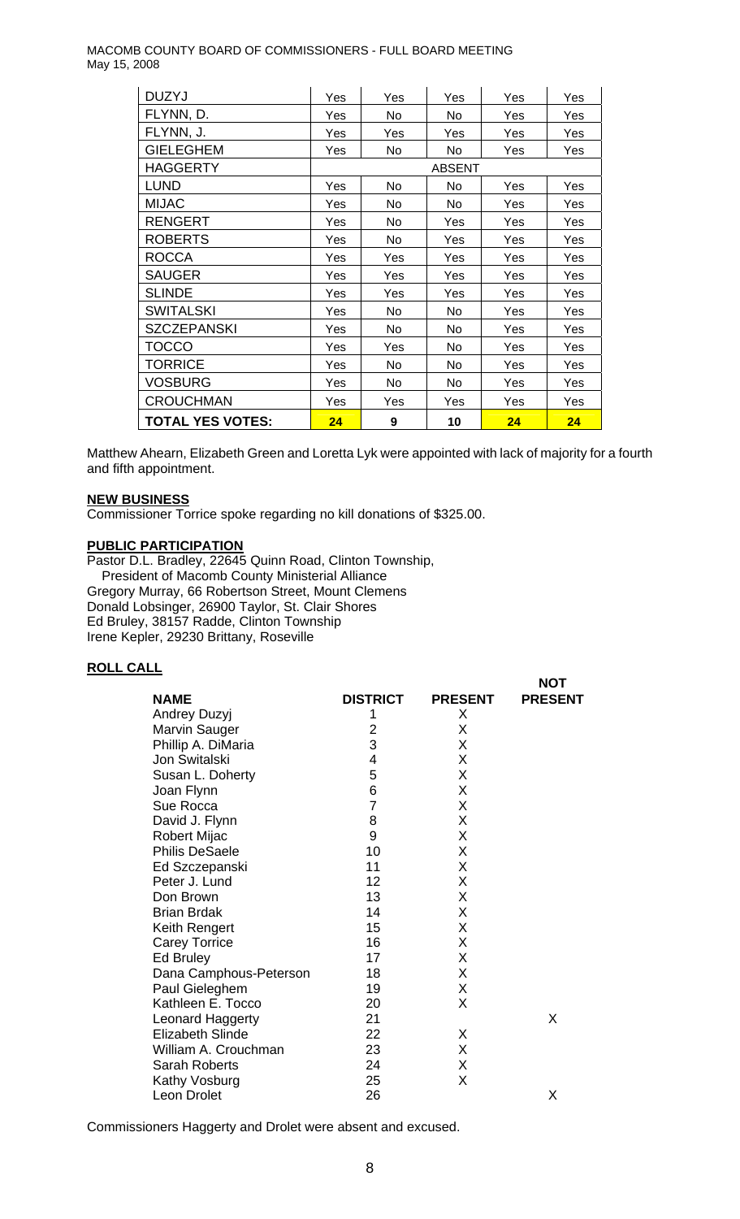MACOMB COUNTY BOARD OF COMMISSIONERS - FULL BOARD MEETING
May 15, 2008

| | | | | | |
|---|---|---|---|---|---|
| DUZYJ | Yes | Yes | Yes | Yes | Yes |
| FLYNN, D. | Yes | No | No | Yes | Yes |
| FLYNN, J. | Yes | Yes | Yes | Yes | Yes |
| GIELEGHEM | Yes | No | No | Yes | Yes |
| HAGGERTY | | | ABSENT | | |
| LUND | Yes | No | No | Yes | Yes |
| MIJAC | Yes | No | No | Yes | Yes |
| RENGERT | Yes | No | Yes | Yes | Yes |
| ROBERTS | Yes | No | Yes | Yes | Yes |
| ROCCA | Yes | Yes | Yes | Yes | Yes |
| SAUGER | Yes | Yes | Yes | Yes | Yes |
| SLINDE | Yes | Yes | Yes | Yes | Yes |
| SWITALSKI | Yes | No | No | Yes | Yes |
| SZCZEPANSKI | Yes | No | No | Yes | Yes |
| TOCCO | Yes | Yes | No | Yes | Yes |
| TORRICE | Yes | No | No | Yes | Yes |
| VOSBURG | Yes | No | No | Yes | Yes |
| CROUCHMAN | Yes | Yes | Yes | Yes | Yes |
| **TOTAL YES VOTES:** | **24** | **9** | **10** | **24** | **24** |

Matthew Ahearn, Elizabeth Green and Loretta Lyk were appointed with lack of majority for a fourth and fifth appointment.

**NEW BUSINESS**

Commissioner Torrice spoke regarding no kill donations of $325.00.

**PUBLIC PARTICIPATION**

Pastor D.L. Bradley, 22645 Quinn Road, Clinton Township,
President of Macomb County Ministerial Alliance
Gregory Murray, 66 Robertson Street, Mount Clemens
Donald Lobsinger, 26900 Taylor, St. Clair Shores
Ed Bruley, 38157 Radde, Clinton Township
Irene Kepler, 29230 Brittany, Roseville

**ROLL CALL**

| NAME | DISTRICT | PRESENT | NOT PRESENT |
|---|---|---|---|
| Andrey Duzyj | 1 | X | |
| Marvin Sauger | 2 | X | |
| Phillip A. DiMaria | 3 | X | |
| Jon Switalski | 4 | X | |
| Susan L. Doherty | 5 | X | |
| Joan Flynn | 6 | X | |
| Sue Rocca | 7 | X | |
| David J. Flynn | 8 | X | |
| Robert Mijac | 9 | X | |
| Philis DeSaele | 10 | X | |
| Ed Szczepanski | 11 | X | |
| Peter J. Lund | 12 | X | |
| Don Brown | 13 | X | |
| Brian Brdak | 14 | X | |
| Keith Rengert | 15 | X | |
| Carey Torrice | 16 | X | |
| Ed Bruley | 17 | X | |
| Dana Camphous-Peterson | 18 | X | |
| Paul Gieleghem | 19 | X | |
| Kathleen E. Tocco | 20 | X | |
| Leonard Haggerty | 21 | | X |
| Elizabeth Slinde | 22 | X | |
| William A. Crouchman | 23 | X | |
| Sarah Roberts | 24 | X | |
| Kathy Vosburg | 25 | X | |
| Leon Drolet | 26 | | X |

Commissioners Haggerty and Drolet were absent and excused.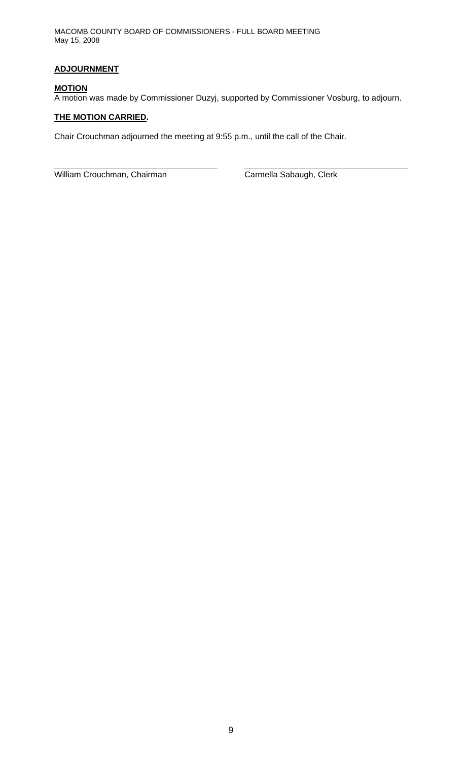**ADJOURNMENT**

**MOTION**
A motion was made by Commissioner Duzyj, supported by Commissioner Vosburg, to adjourn.

**THE MOTION CARRIED.**

Chair Crouchman adjourned the meeting at 9:55 p.m., until the call of the Chair.

William Crouchman, Chairman

Carmella Sabaugh, Clerk